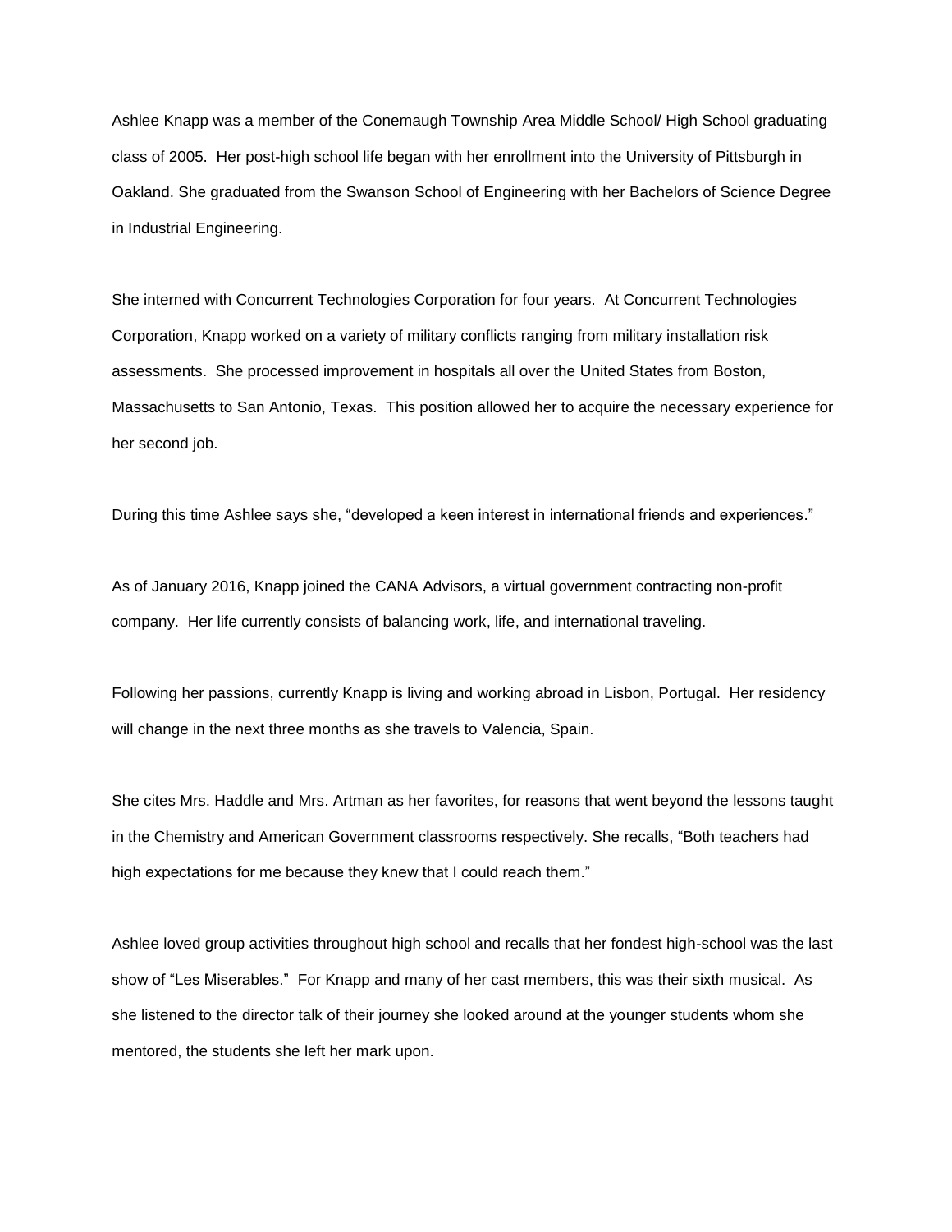Ashlee Knapp was a member of the Conemaugh Township Area Middle School/ High School graduating class of 2005. Her post-high school life began with her enrollment into the University of Pittsburgh in Oakland. She graduated from the Swanson School of Engineering with her Bachelors of Science Degree in Industrial Engineering.

She interned with Concurrent Technologies Corporation for four years. At Concurrent Technologies Corporation, Knapp worked on a variety of military conflicts ranging from military installation risk assessments. She processed improvement in hospitals all over the United States from Boston, Massachusetts to San Antonio, Texas. This position allowed her to acquire the necessary experience for her second job.

During this time Ashlee says she, "developed a keen interest in international friends and experiences."

As of January 2016, Knapp joined the CANA Advisors, a virtual government contracting non-profit company. Her life currently consists of balancing work, life, and international traveling.

Following her passions, currently Knapp is living and working abroad in Lisbon, Portugal. Her residency will change in the next three months as she travels to Valencia, Spain.

She cites Mrs. Haddle and Mrs. Artman as her favorites, for reasons that went beyond the lessons taught in the Chemistry and American Government classrooms respectively. She recalls, "Both teachers had high expectations for me because they knew that I could reach them."

Ashlee loved group activities throughout high school and recalls that her fondest high-school was the last show of "Les Miserables." For Knapp and many of her cast members, this was their sixth musical. As she listened to the director talk of their journey she looked around at the younger students whom she mentored, the students she left her mark upon.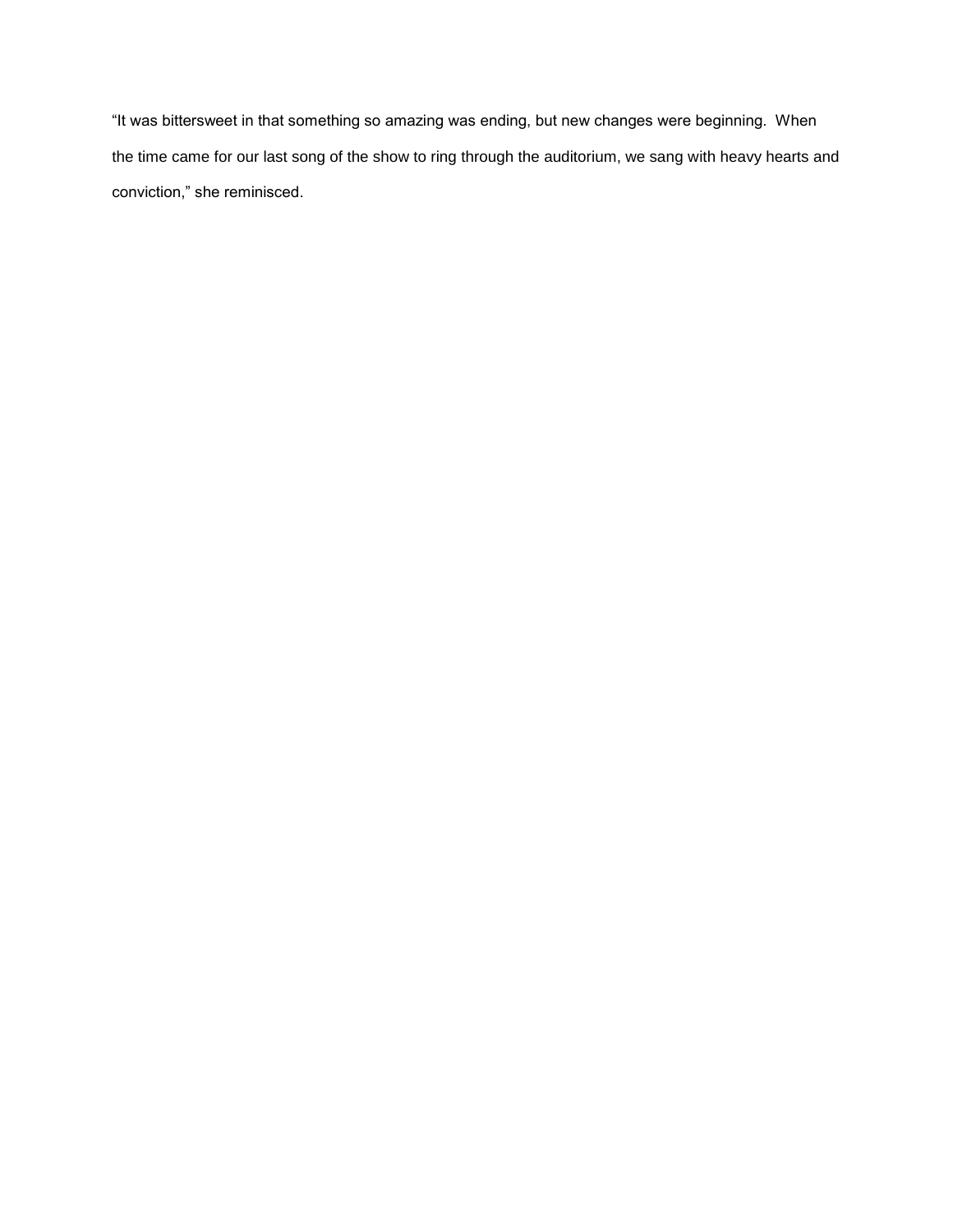"It was bittersweet in that something so amazing was ending, but new changes were beginning. When the time came for our last song of the show to ring through the auditorium, we sang with heavy hearts and conviction," she reminisced.